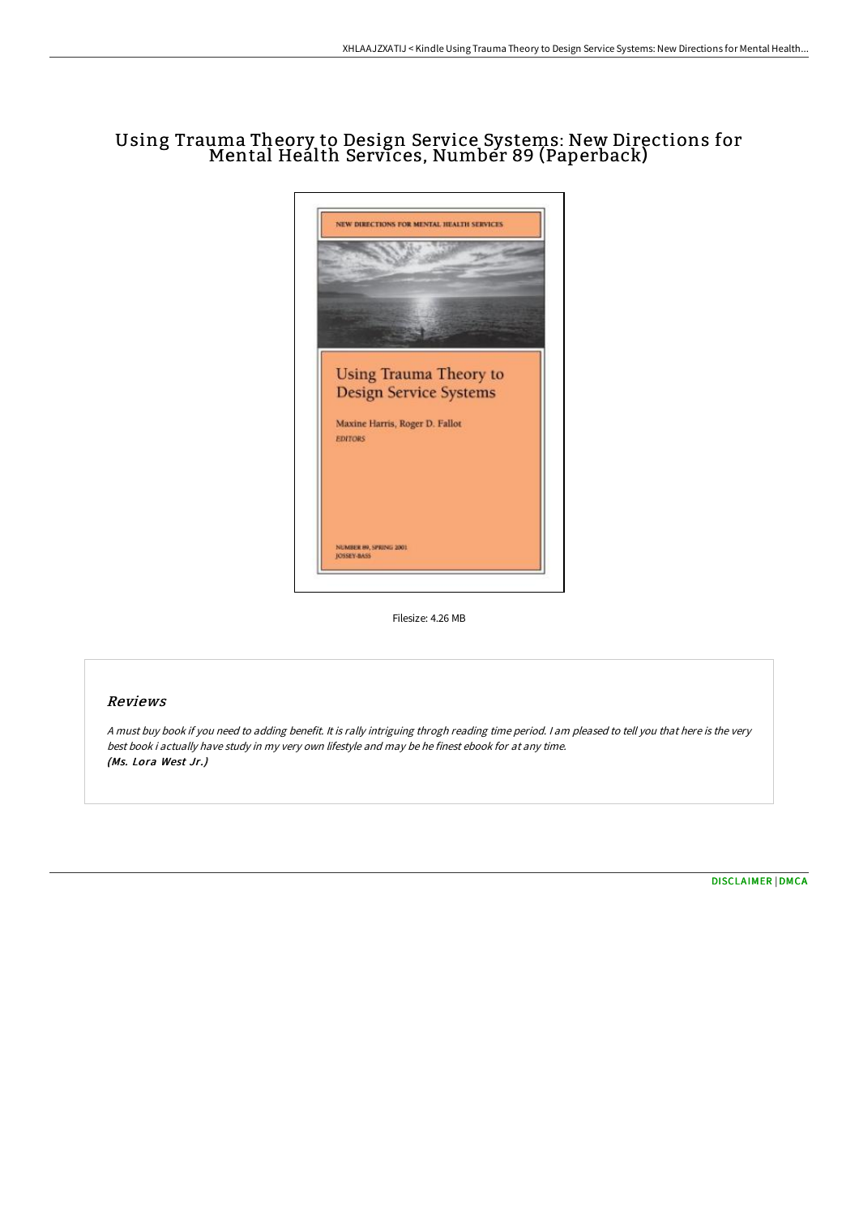# Using Trauma Theory to Design Service Systems: New Directions for Mental Health Services, Number 89 (Paperback)

Filesize: 4.26 MB

## Reviews

*A must buy book if you need to adding benefit. It is rally intriguing throgh reading time period. I am pleased to tell you that here is the very best book i actually have study in my very own lifestyle and may be he finest ebook for at any time.*
***(Ms. Lora West Jr.)***

DISCLAIMER | DMCA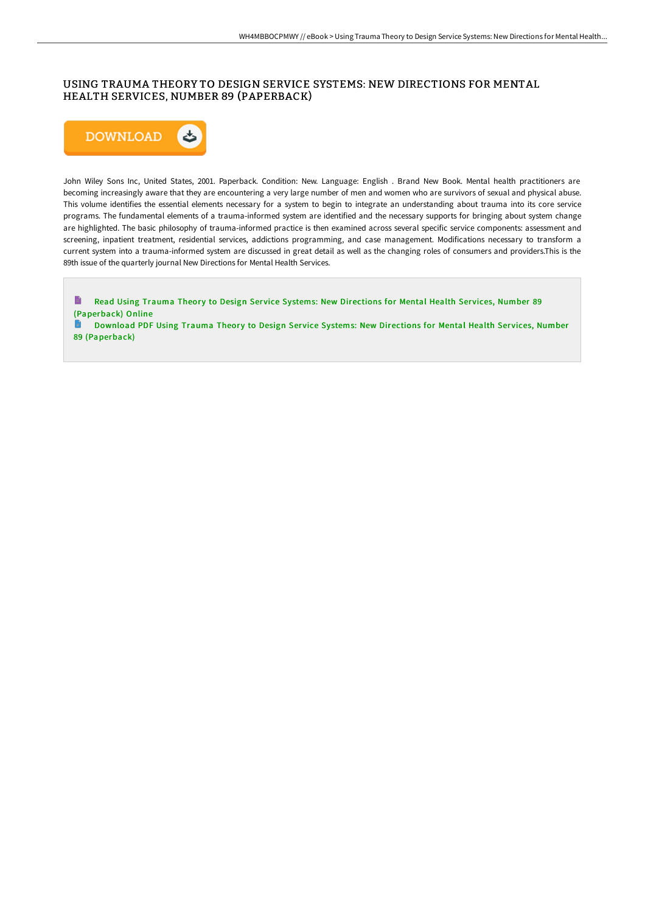# USING TRAUMA THEORY TO DESIGN SERVICE SYSTEMS: NEW DIRECTIONS FOR MENTAL HEALTH SERVICES, NUMBER 89 (PAPERBACK)

DOWNLOAD

John Wiley Sons Inc, United States, 2001. Paperback. Condition: New. Language: English . Brand New Book. Mental health practitioners are becoming increasingly aware that they are encountering a very large number of men and women who are survivors of sexual and physical abuse. This volume identifies the essential elements necessary for a system to begin to integrate an understanding about trauma into its core service programs. The fundamental elements of a trauma-informed system are identified and the necessary supports for bringing about system change are highlighted. The basic philosophy of trauma-informed practice is then examined across several specific service components: assessment and screening, inpatient treatment, residential services, addictions programming, and case management. Modifications necessary to transform a current system into a trauma-informed system are discussed in great detail as well as the changing roles of consumers and providers.This is the 89th issue of the quarterly journal New Directions for Mental Health Services.

Read Using Trauma Theory to Design Service Systems: New Directions for Mental Health Services, Number 89 (Paperback) Online

Download PDF Using Trauma Theory to Design Service Systems: New Directions for Mental Health Services, Number 89 (Paperback)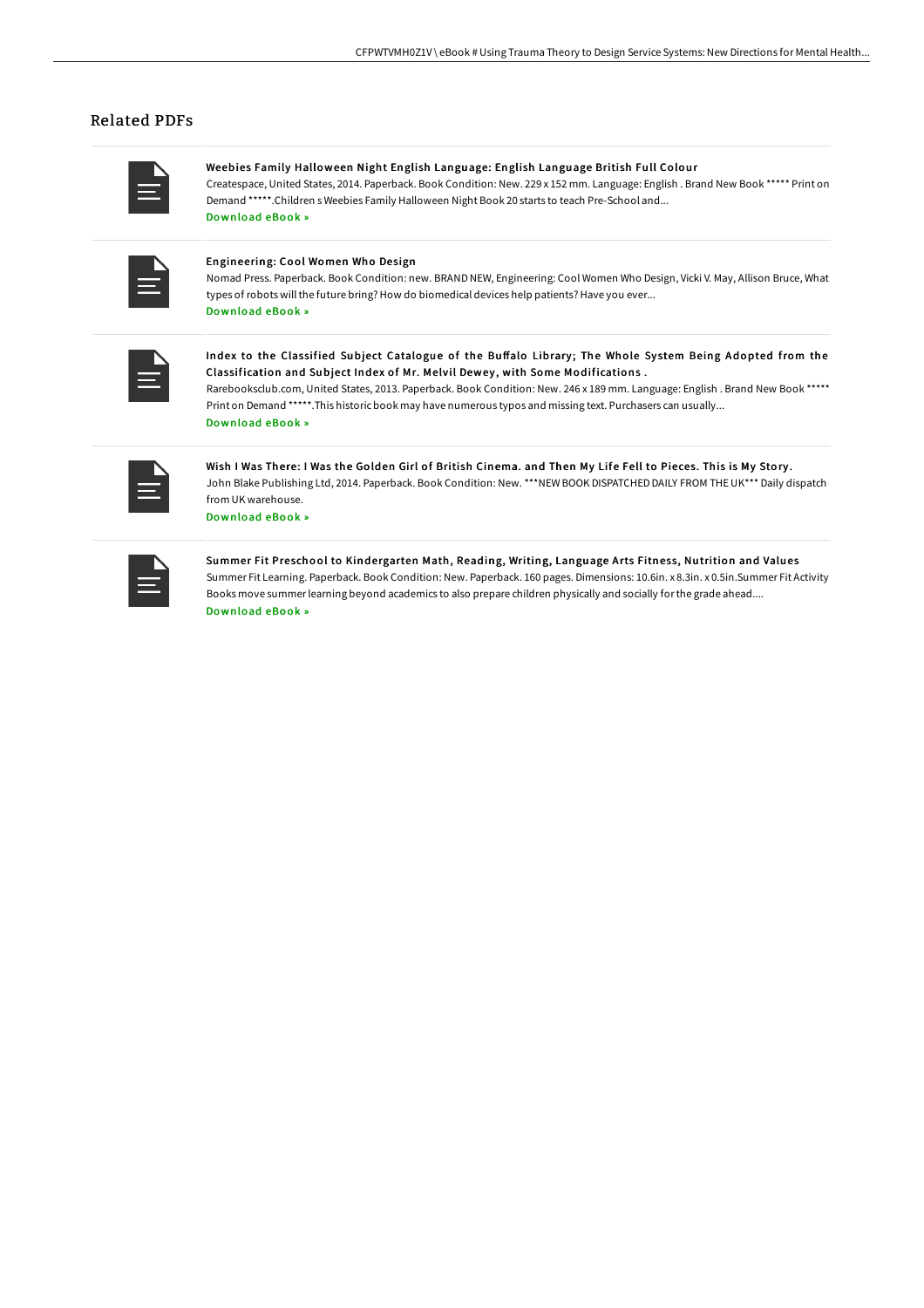## Related PDFs

**Weebies Family Halloween Night English Language: English Language British Full Colour**

Createspace, United States, 2014. Paperback. Book Condition: New. 229 x 152 mm. Language: English . Brand New Book ***** Print on Demand *****.Children s Weebies Family Halloween Night Book 20 starts to teach Pre-School and...

Download eBook »

**Engineering: Cool Women Who Design**

Nomad Press. Paperback. Book Condition: new. BRAND NEW, Engineering: Cool Women Who Design, Vicki V. May, Allison Bruce, What types of robots will the future bring? How do biomedical devices help patients? Have you ever...

Download eBook »

**Index to the Classified Subject Catalogue of the Buffalo Library; The Whole System Being Adopted from the Classification and Subject Index of Mr. Melvil Dewey, with Some Modifications .**

Rarebooksclub.com, United States, 2013. Paperback. Book Condition: New. 246 x 189 mm. Language: English . Brand New Book ***** Print on Demand *****.This historic book may have numerous typos and missing text. Purchasers can usually...

Download eBook »

**Wish I Was There: I Was the Golden Girl of British Cinema. and Then My Life Fell to Pieces. This is My Story.**

John Blake Publishing Ltd, 2014. Paperback. Book Condition: New. ***NEW BOOK DISPATCHED DAILY FROM THE UK*** Daily dispatch from UK warehouse.

Download eBook »

**Summer Fit Preschool to Kindergarten Math, Reading, Writing, Language Arts Fitness, Nutrition and Values**

Summer Fit Learning. Paperback. Book Condition: New. Paperback. 160 pages. Dimensions: 10.6in. x 8.3in. x 0.5in.Summer Fit Activity Books move summer learning beyond academics to also prepare children physically and socially for the grade ahead....

Download eBook »